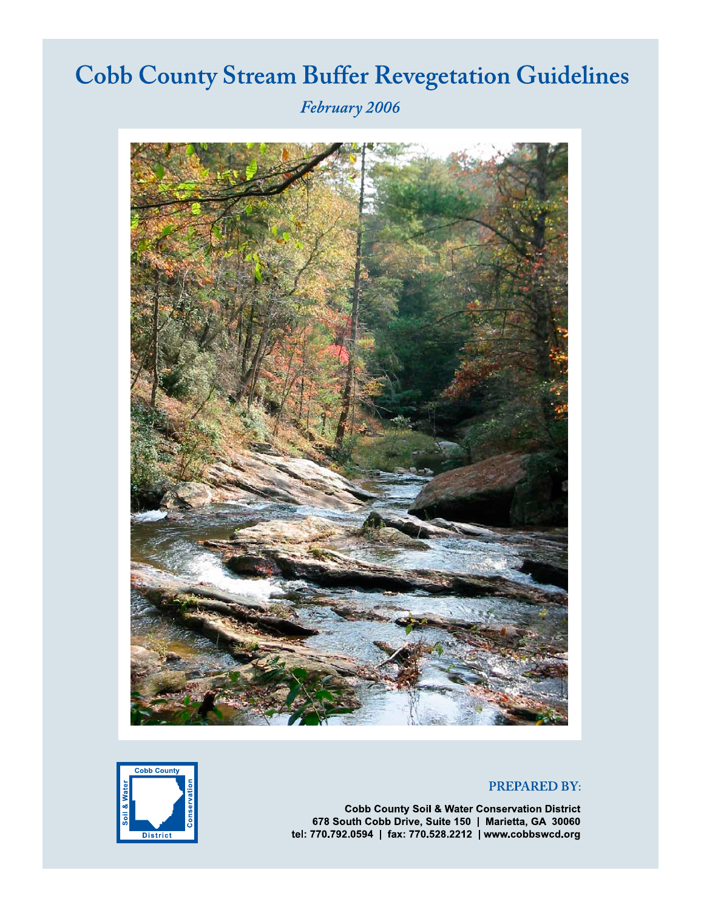# Cobb County Stream Buffer Revegetation Guidelines

*February 2006*

Cobb County Soil & Water Conservation District

**PREPARED BY:**

**Cobb County Soil & Water Conservation District**
**678 South Cobb Drive, Suite 150 | Marietta, GA 30060**
**tel: 770.792.0594 | fax: 770.528.2212 | www.cobbswcd.org**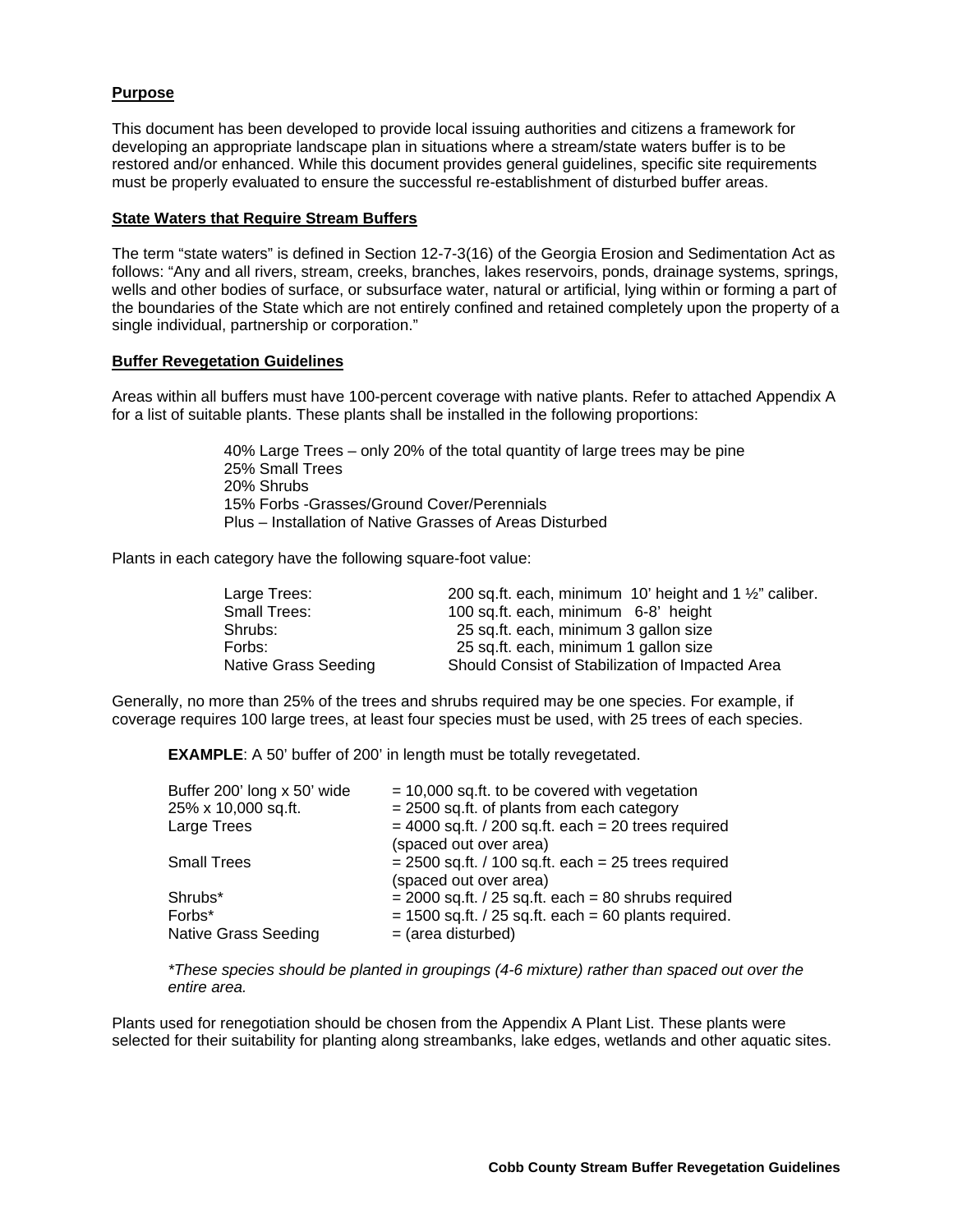**Purpose**

This document has been developed to provide local issuing authorities and citizens a framework for developing an appropriate landscape plan in situations where a stream/state waters buffer is to be restored and/or enhanced. While this document provides general guidelines, specific site requirements must be properly evaluated to ensure the successful re-establishment of disturbed buffer areas.

**State Waters that Require Stream Buffers**

The term "state waters" is defined in Section 12-7-3(16) of the Georgia Erosion and Sedimentation Act as follows: "Any and all rivers, stream, creeks, branches, lakes reservoirs, ponds, drainage systems, springs, wells and other bodies of surface, or subsurface water, natural or artificial, lying within or forming a part of the boundaries of the State which are not entirely confined and retained completely upon the property of a single individual, partnership or corporation."

**Buffer Revegetation Guidelines**

Areas within all buffers must have 100-percent coverage with native plants. Refer to attached Appendix A for a list of suitable plants. These plants shall be installed in the following proportions:

40% Large Trees – only 20% of the total quantity of large trees may be pine
25% Small Trees
20% Shrubs
15% Forbs -Grasses/Ground Cover/Perennials
Plus – Installation of Native Grasses of Areas Disturbed

Plants in each category have the following square-foot value:

| | |
|---|---|
| Large Trees: | 200 sq.ft. each, minimum 10' height and 1 ½" caliber. |
| Small Trees: | 100 sq.ft. each, minimum 6-8' height |
| Shrubs: | 25 sq.ft. each, minimum 3 gallon size |
| Forbs: | 25 sq.ft. each, minimum 1 gallon size |
| Native Grass Seeding | Should Consist of Stabilization of Impacted Area |

Generally, no more than 25% of the trees and shrubs required may be one species. For example, if coverage requires 100 large trees, at least four species must be used, with 25 trees of each species.

**EXAMPLE**: A 50' buffer of 200' in length must be totally revegetated.

| | |
|---|---|
| Buffer 200' long x 50' wide | = 10,000 sq.ft. to be covered with vegetation |
| 25% x 10,000 sq.ft. | = 2500 sq.ft. of plants from each category |
| Large Trees | = 4000 sq.ft. / 200 sq.ft. each = 20 trees required (spaced out over area) |
| Small Trees | = 2500 sq.ft. / 100 sq.ft. each = 25 trees required (spaced out over area) |
| Shrubs* | = 2000 sq.ft. / 25 sq.ft. each = 80 shrubs required |
| Forbs* | = 1500 sq.ft. / 25 sq.ft. each = 60 plants required. |
| Native Grass Seeding | = (area disturbed) |

*\*These species should be planted in groupings (4-6 mixture) rather than spaced out over the entire area.*

Plants used for renegotiation should be chosen from the Appendix A Plant List. These plants were selected for their suitability for planting along streambanks, lake edges, wetlands and other aquatic sites.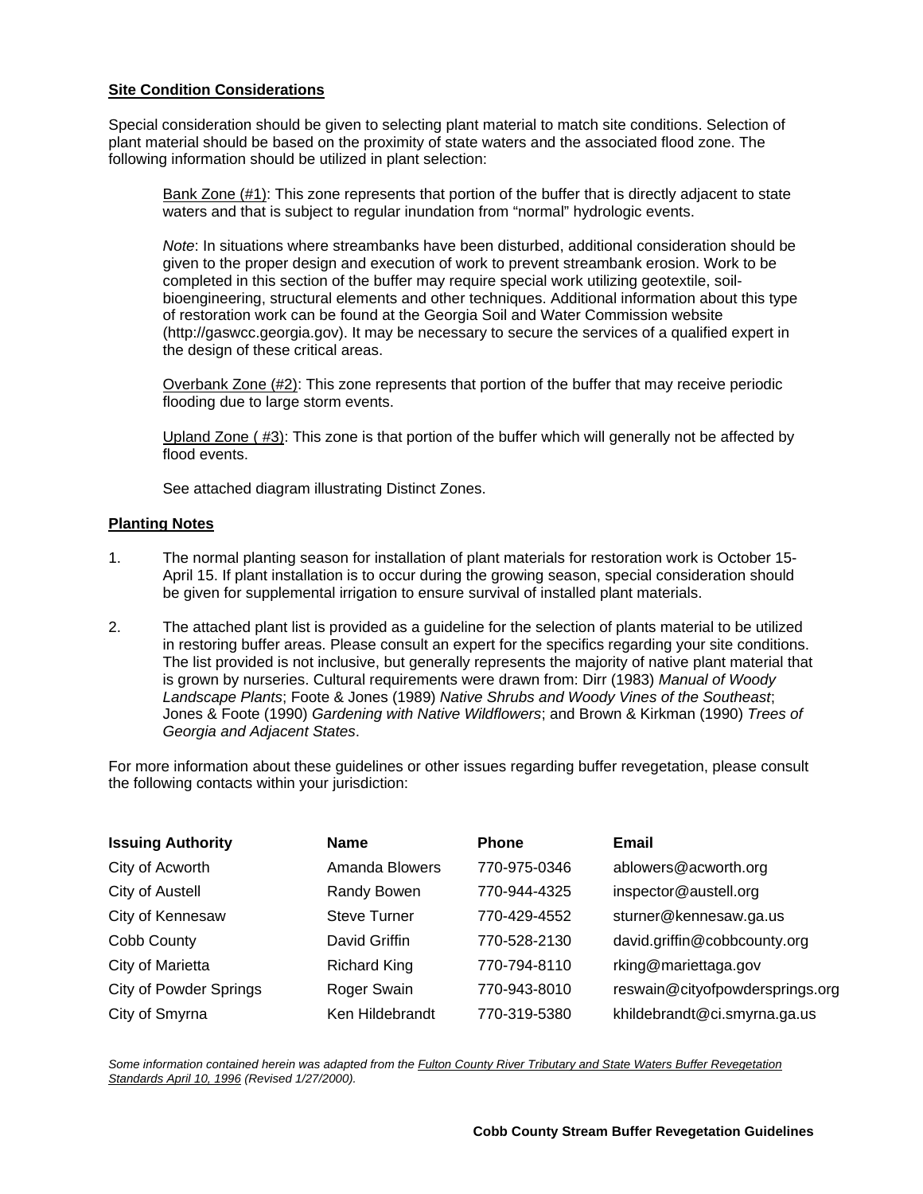**Site Condition Considerations**

Special consideration should be given to selecting plant material to match site conditions. Selection of plant material should be based on the proximity of state waters and the associated flood zone. The following information should be utilized in plant selection:

Bank Zone (#1): This zone represents that portion of the buffer that is directly adjacent to state waters and that is subject to regular inundation from "normal" hydrologic events.

*Note*: In situations where streambanks have been disturbed, additional consideration should be given to the proper design and execution of work to prevent streambank erosion. Work to be completed in this section of the buffer may require special work utilizing geotextile, soil-bioengineering, structural elements and other techniques. Additional information about this type of restoration work can be found at the Georgia Soil and Water Commission website (http://gaswcc.georgia.gov). It may be necessary to secure the services of a qualified expert in the design of these critical areas.

Overbank Zone (#2): This zone represents that portion of the buffer that may receive periodic flooding due to large storm events.

Upland Zone ( #3): This zone is that portion of the buffer which will generally not be affected by flood events.

See attached diagram illustrating Distinct Zones.

**Planting Notes**

1. The normal planting season for installation of plant materials for restoration work is October 15-April 15. If plant installation is to occur during the growing season, special consideration should be given for supplemental irrigation to ensure survival of installed plant materials.

2. The attached plant list is provided as a guideline for the selection of plants material to be utilized in restoring buffer areas. Please consult an expert for the specifics regarding your site conditions. The list provided is not inclusive, but generally represents the majority of native plant material that is grown by nurseries. Cultural requirements were drawn from: Dirr (1983) *Manual of Woody Landscape Plants*; Foote & Jones (1989) *Native Shrubs and Woody Vines of the Southeast*; Jones & Foote (1990) *Gardening with Native Wildflowers*; and Brown & Kirkman (1990) *Trees of Georgia and Adjacent States*.

For more information about these guidelines or other issues regarding buffer revegetation, please consult the following contacts within your jurisdiction:

| Issuing Authority | Name | Phone | Email |
|---|---|---|---|
| City of Acworth | Amanda Blowers | 770-975-0346 | ablowers@acworth.org |
| City of Austell | Randy Bowen | 770-944-4325 | inspector@austell.org |
| City of Kennesaw | Steve Turner | 770-429-4552 | sturner@kennesaw.ga.us |
| Cobb County | David Griffin | 770-528-2130 | david.griffin@cobbcounty.org |
| City of Marietta | Richard King | 770-794-8110 | rking@mariettaga.gov |
| City of Powder Springs | Roger Swain | 770-943-8010 | reswain@cityofpowdersprings.org |
| City of Smyrna | Ken Hildebrandt | 770-319-5380 | khildebrandt@ci.smyrna.ga.us |

*Some information contained herein was adapted from the Fulton County River Tributary and State Waters Buffer Revegetation Standards April 10, 1996 (Revised 1/27/2000).*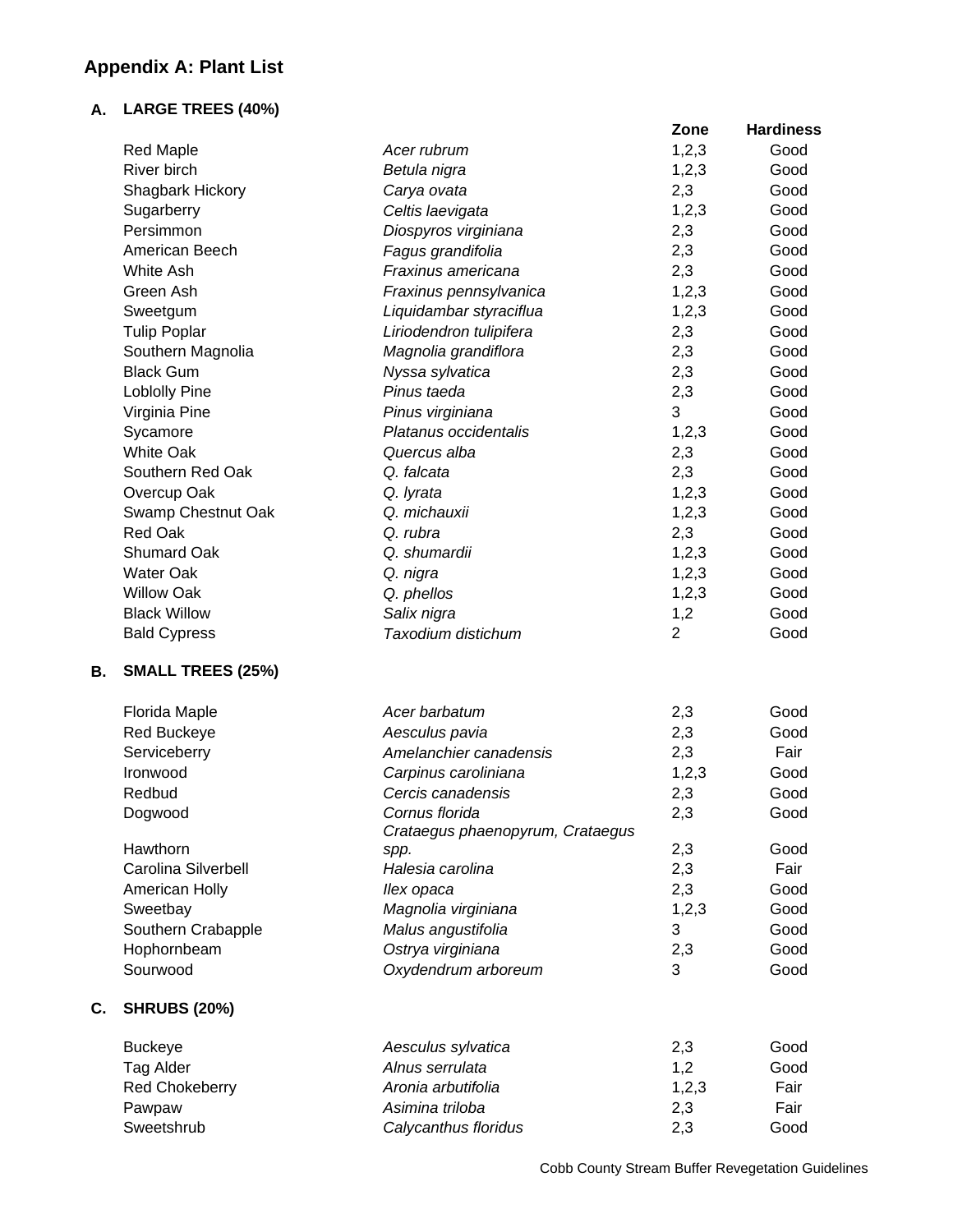## Appendix A: Plant List

### A. LARGE TREES (40%)

| | | Zone | Hardiness |
|---|---|---|---|
| Red Maple | *Acer rubrum* | 1,2,3 | Good |
| River birch | *Betula nigra* | 1,2,3 | Good |
| Shagbark Hickory | *Carya ovata* | 2,3 | Good |
| Sugarberry | *Celtis laevigata* | 1,2,3 | Good |
| Persimmon | *Diospyros virginiana* | 2,3 | Good |
| American Beech | *Fagus grandifolia* | 2,3 | Good |
| White Ash | *Fraxinus americana* | 2,3 | Good |
| Green Ash | *Fraxinus pennsylvanica* | 1,2,3 | Good |
| Sweetgum | *Liquidambar styraciflua* | 1,2,3 | Good |
| Tulip Poplar | *Liriodendron tulipifera* | 2,3 | Good |
| Southern Magnolia | *Magnolia grandiflora* | 2,3 | Good |
| Black Gum | *Nyssa sylvatica* | 2,3 | Good |
| Loblolly Pine | *Pinus taeda* | 2,3 | Good |
| Virginia Pine | *Pinus virginiana* | 3 | Good |
| Sycamore | *Platanus occidentalis* | 1,2,3 | Good |
| White Oak | *Quercus alba* | 2,3 | Good |
| Southern Red Oak | *Q. falcata* | 2,3 | Good |
| Overcup Oak | *Q. lyrata* | 1,2,3 | Good |
| Swamp Chestnut Oak | *Q. michauxii* | 1,2,3 | Good |
| Red Oak | *Q. rubra* | 2,3 | Good |
| Shumard Oak | *Q. shumardii* | 1,2,3 | Good |
| Water Oak | *Q. nigra* | 1,2,3 | Good |
| Willow Oak | *Q. phellos* | 1,2,3 | Good |
| Black Willow | *Salix nigra* | 1,2 | Good |
| Bald Cypress | *Taxodium distichum* | 2 | Good |

### B. SMALL TREES (25%)

| | | Zone | Hardiness |
|---|---|---|---|
| Florida Maple | *Acer barbatum* | 2,3 | Good |
| Red Buckeye | *Aesculus pavia* | 2,3 | Good |
| Serviceberry | *Amelanchier canadensis* | 2,3 | Fair |
| Ironwood | *Carpinus caroliniana* | 1,2,3 | Good |
| Redbud | *Cercis canadensis* | 2,3 | Good |
| Dogwood | *Cornus florida* | 2,3 | Good |
| Hawthorn | *Crataegus phaenopyrum, Crataegus spp.* | 2,3 | Good |
| Carolina Silverbell | *Halesia carolina* | 2,3 | Fair |
| American Holly | *Ilex opaca* | 2,3 | Good |
| Sweetbay | *Magnolia virginiana* | 1,2,3 | Good |
| Southern Crabapple | *Malus angustifolia* | 3 | Good |
| Hophornbeam | *Ostrya virginiana* | 2,3 | Good |
| Sourwood | *Oxydendrum arboreum* | 3 | Good |

### C. SHRUBS (20%)

| | | Zone | Hardiness |
|---|---|---|---|
| Buckeye | *Aesculus sylvatica* | 2,3 | Good |
| Tag Alder | *Alnus serrulata* | 1,2 | Good |
| Red Chokeberry | *Aronia arbutifolia* | 1,2,3 | Fair |
| Pawpaw | *Asimina triloba* | 2,3 | Fair |
| Sweetshrub | *Calycanthus floridus* | 2,3 | Good |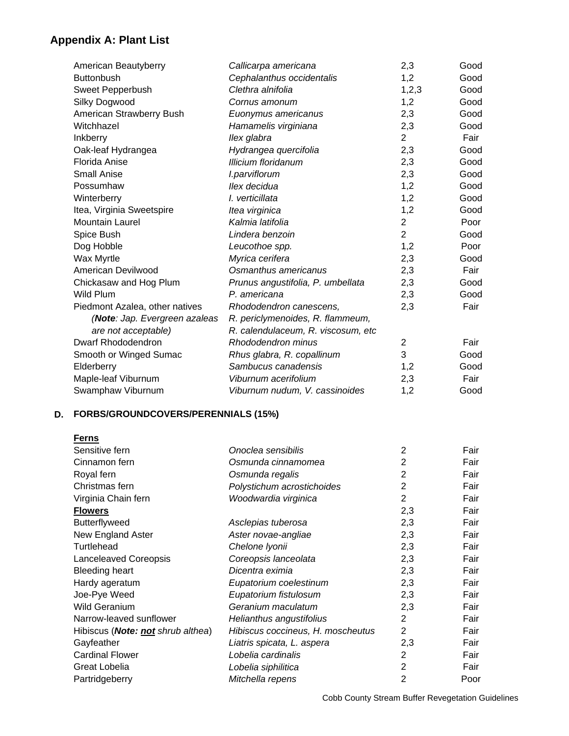## Appendix A: Plant List

| Common Name | Scientific Name | Zone | Rating |
|---|---|---|---|
| American Beautyberry | *Callicarpa americana* | 2,3 | Good |
| Buttonbush | *Cephalanthus occidentalis* | 1,2 | Good |
| Sweet Pepperbush | *Clethra alnifolia* | 1,2,3 | Good |
| Silky Dogwood | *Cornus amonum* | 1,2 | Good |
| American Strawberry Bush | *Euonymus americanus* | 2,3 | Good |
| Witchhazel | *Hamamelis virginiana* | 2,3 | Good |
| Inkberry | *Ilex glabra* | 2 | Fair |
| Oak-leaf Hydrangea | *Hydrangea quercifolia* | 2,3 | Good |
| Florida Anise | *Illicium floridanum* | 2,3 | Good |
| Small Anise | *I.parviflorum* | 2,3 | Good |
| Possumhaw | *Ilex decidua* | 1,2 | Good |
| Winterberry | *I. verticillata* | 1,2 | Good |
| Itea, Virginia Sweetspire | *Itea virginica* | 1,2 | Good |
| Mountain Laurel | *Kalmia latifolia* | 2 | Poor |
| Spice Bush | *Lindera benzoin* | 2 | Good |
| Dog Hobble | *Leucothoe spp.* | 1,2 | Poor |
| Wax Myrtle | *Myrica cerifera* | 2,3 | Good |
| American Devilwood | *Osmanthus americanus* | 2,3 | Fair |
| Chickasaw and Hog Plum | *Prunus angustifolia, P. umbellata* | 2,3 | Good |
| Wild Plum | *P. americana* | 2,3 | Good |
| Piedmont Azalea, other natives (***Note***: *Jap. Evergreen azaleas are not acceptable)* | *Rhododendron canescens, R. periclymenoides, R. flammeum, R. calendulaceum, R. viscosum, etc* | 2,3 | Fair |
| Dwarf Rhododendron | *Rhododendron minus* | 2 | Fair |
| Smooth or Winged Sumac | *Rhus glabra, R. copallinum* | 3 | Good |
| Elderberry | *Sambucus canadensis* | 1,2 | Good |
| Maple-leaf Viburnum | *Viburnum acerifolium* | 2,3 | Fair |
| Swamphaw Viburnum | *Viburnum nudum, V. cassinoides* | 1,2 | Good |

### D. FORBS/GROUNDCOVERS/PERENNIALS (15%)

| Common Name | Scientific Name | Zone | Rating |
|---|---|---|---|
| **Ferns** | | | |
| Sensitive fern | *Onoclea sensibilis* | 2 | Fair |
| Cinnamon fern | *Osmunda cinnamomea* | 2 | Fair |
| Royal fern | *Osmunda regalis* | 2 | Fair |
| Christmas fern | *Polystichum acrostichoides* | 2 | Fair |
| Virginia Chain fern | *Woodwardia virginica* | 2 | Fair |
| **Flowers** | | 2,3 | Fair |
| Butterflyweed | *Asclepias tuberosa* | 2,3 | Fair |
| New England Aster | *Aster novae-angliae* | 2,3 | Fair |
| Turtlehead | *Chelone lyonii* | 2,3 | Fair |
| Lanceleaved Coreopsis | *Coreopsis lanceolata* | 2,3 | Fair |
| Bleeding heart | *Dicentra eximia* | 2,3 | Fair |
| Hardy ageratum | *Eupatorium coelestinum* | 2,3 | Fair |
| Joe-Pye Weed | *Eupatorium fistulosum* | 2,3 | Fair |
| Wild Geranium | *Geranium maculatum* | 2,3 | Fair |
| Narrow-leaved sunflower | *Helianthus angustifolius* | 2 | Fair |
| Hibiscus (***Note: not*** *shrub althea*) | *Hibiscus coccineus, H. moscheutus* | 2 | Fair |
| Gayfeather | *Liatris spicata, L. aspera* | 2,3 | Fair |
| Cardinal Flower | *Lobelia cardinalis* | 2 | Fair |
| Great Lobelia | *Lobelia siphilitica* | 2 | Fair |
| Partridgeberry | *Mitchella repens* | 2 | Poor |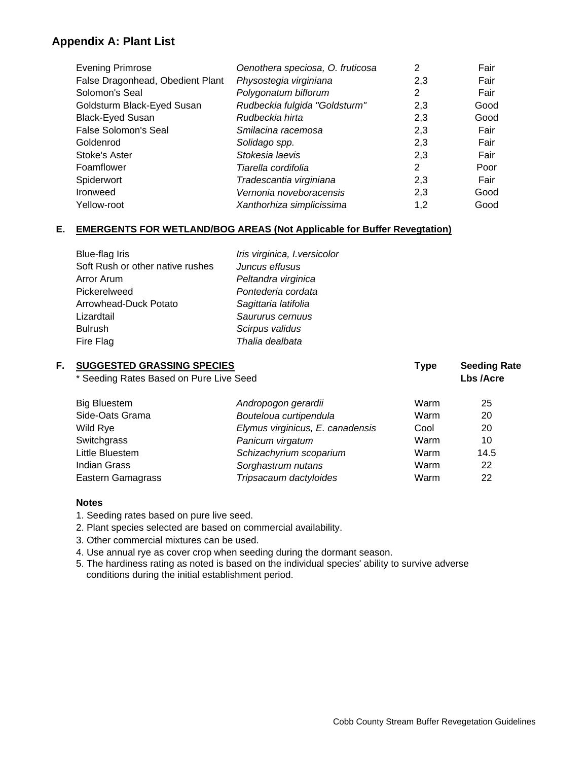## Appendix A: Plant List

| | | | |
|---|---|---|---|
| Evening Primrose | *Oenothera speciosa, O. fruticosa* | 2 | Fair |
| False Dragonhead, Obedient Plant | *Physostegia virginiana* | 2,3 | Fair |
| Solomon's Seal | *Polygonatum biflorum* | 2 | Fair |
| Goldsturm Black-Eyed Susan | *Rudbeckia fulgida "Goldsturm"* | 2,3 | Good |
| Black-Eyed Susan | *Rudbeckia hirta* | 2,3 | Good |
| False Solomon's Seal | *Smilacina racemosa* | 2,3 | Fair |
| Goldenrod | *Solidago spp.* | 2,3 | Fair |
| Stoke's Aster | *Stokesia laevis* | 2,3 | Fair |
| Foamflower | *Tiarella cordifolia* | 2 | Poor |
| Spiderwort | *Tradescantia virginiana* | 2,3 | Fair |
| Ironweed | *Vernonia noveboracensis* | 2,3 | Good |
| Yellow-root | *Xanthorhiza simplicissima* | 1,2 | Good |

### E. EMERGENTS FOR WETLAND/BOG AREAS (Not Applicable for Buffer Revegtation)

| | |
|---|---|
| Blue-flag Iris | *Iris virginica, I.versicolor* |
| Soft Rush or other native rushes | *Juncus effusus* |
| Arror Arum | *Peltandra virginica* |
| Pickerelweed | *Pontederia cordata* |
| Arrowhead-Duck Potato | *Sagittaria latifolia* |
| Lizardtail | *Saururus cernuus* |
| Bulrush | *Scirpus validus* |
| Fire Flag | *Thalia dealbata* |

### F. SUGGESTED GRASSING SPECIES

\* Seeding Rates Based on Pure Live Seed

| | | Type | Seeding Rate Lbs /Acre |
|---|---|---|---|
| Big Bluestem | *Andropogon gerardii* | Warm | 25 |
| Side-Oats Grama | *Bouteloua curtipendula* | Warm | 20 |
| Wild Rye | *Elymus virginicus, E. canadensis* | Cool | 20 |
| Switchgrass | *Panicum virgatum* | Warm | 10 |
| Little Bluestem | *Schizachyrium scoparium* | Warm | 14.5 |
| Indian Grass | *Sorghastrum nutans* | Warm | 22 |
| Eastern Gamagrass | *Tripsacaum dactyloides* | Warm | 22 |

**Notes**

1. Seeding rates based on pure live seed.
2. Plant species selected are based on commercial availability.
3. Other commercial mixtures can be used.
4. Use annual rye as cover crop when seeding during the dormant season.
5. The hardiness rating as noted is based on the individual species' ability to survive adverse conditions during the initial establishment period.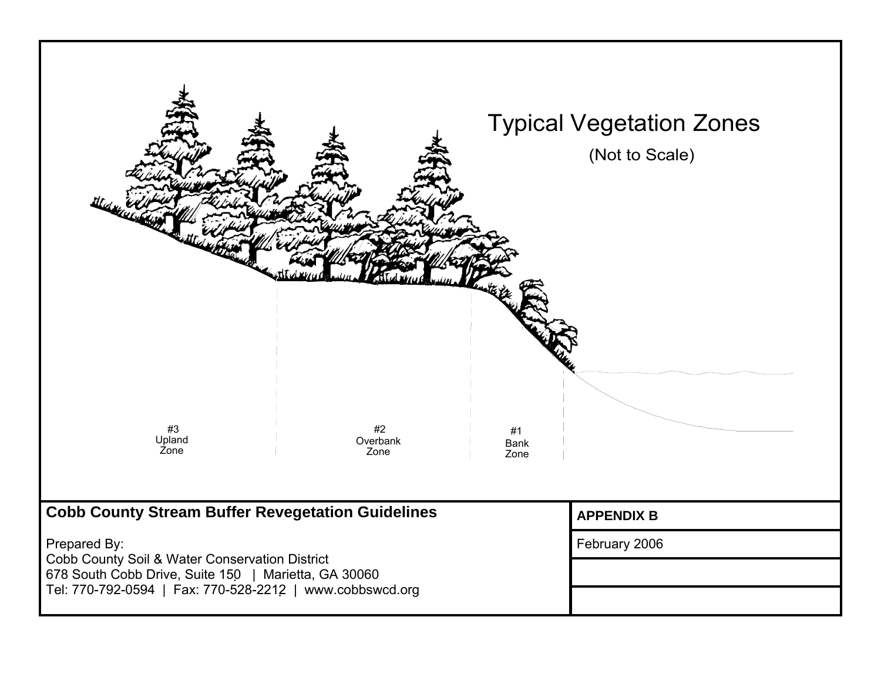# Typical Vegetation Zones

(Not to Scale)

#3
Upland
Zone

#2
Overbank
Zone

#1
Bank
Zone

**Cobb County Stream Buffer Revegetation Guidelines**

Prepared By:
Cobb County Soil & Water Conservation District
678 South Cobb Drive, Suite 150 | Marietta, GA 30060
Tel: 770-792-0594 | Fax: 770-528-2212 | www.cobbswcd.org

**APPENDIX B**

February 2006